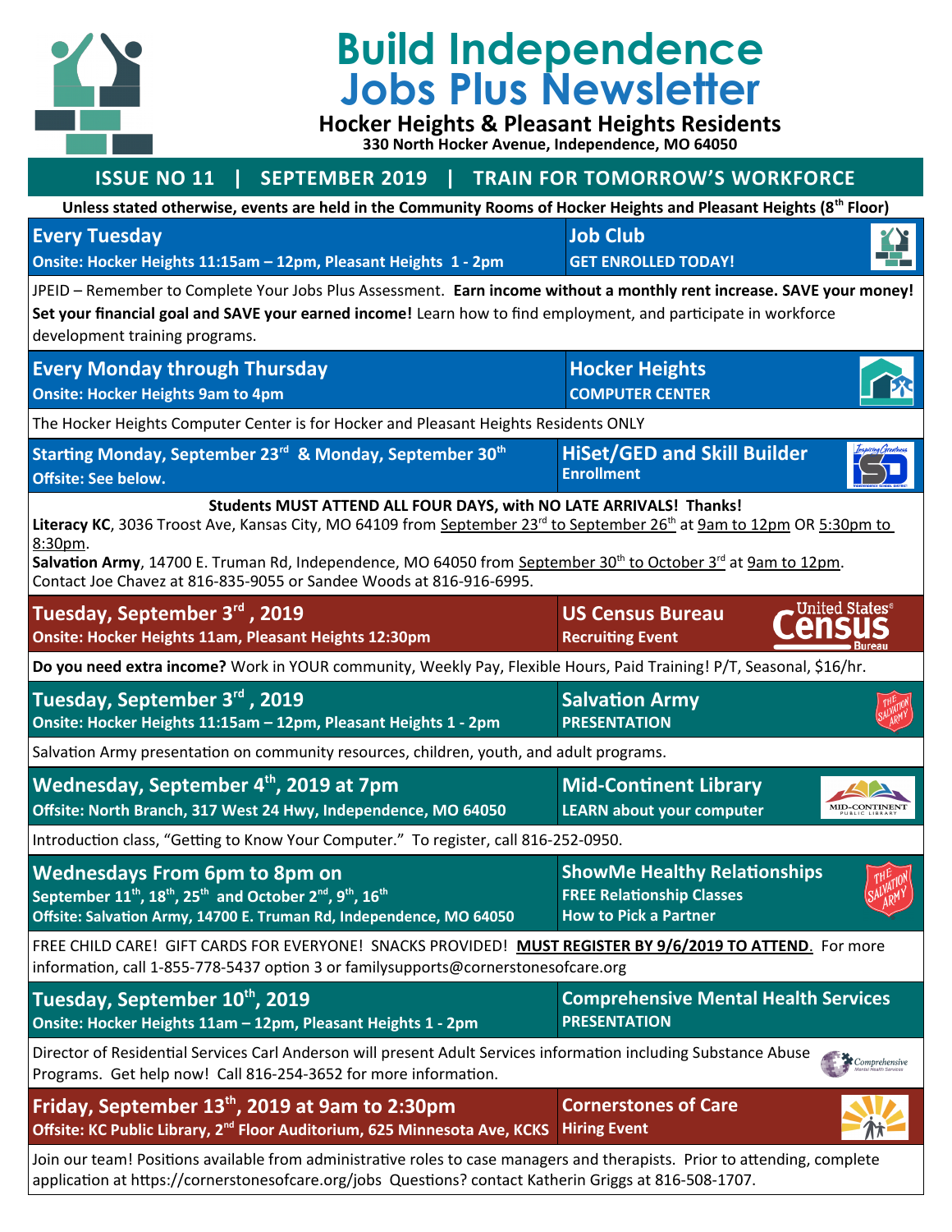# Build Independence Jobs Plus Newsletter

**Hocker Heights & Pleasant Heights Residents**
**330 North Hocker Avenue, Independence, MO 64050**

## ISSUE NO 11 | SEPTEMBER 2019 | TRAIN FOR TOMORROW'S WORKFORCE

**Unless stated otherwise, events are held in the Community Rooms of Hocker Heights and Pleasant Heights (8th Floor)**

### Every Tuesday — Job Club
**Onsite: Hocker Heights 11:15am – 12pm, Pleasant Heights 1 - 2pm**
**GET ENROLLED TODAY!**

JPEID – Remember to Complete Your Jobs Plus Assessment. **Earn income without a monthly rent increase. SAVE your money! Set your financial goal and SAVE your earned income!** Learn how to find employment, and participate in workforce development training programs.

### Every Monday through Thursday — Hocker Heights COMPUTER CENTER
**Onsite: Hocker Heights 9am to 4pm**

The Hocker Heights Computer Center is for Hocker and Pleasant Heights Residents ONLY

### Starting Monday, September 23rd & Monday, September 30th — HiSet/GED and Skill Builder Enrollment
**Offsite: See below.**

**Students MUST ATTEND ALL FOUR DAYS, with NO LATE ARRIVALS! Thanks!**

**Literacy KC**, 3036 Troost Ave, Kansas City, MO 64109 from September 23rd to September 26th at 9am to 12pm OR 5:30pm to 8:30pm.

**Salvation Army**, 14700 E. Truman Rd, Independence, MO 64050 from September 30th to October 3rd at 9am to 12pm.

Contact Joe Chavez at 816-835-9055 or Sandee Woods at 816-916-6995.

### Tuesday, September 3rd, 2019 — US Census Bureau Recruiting Event
**Onsite: Hocker Heights 11am, Pleasant Heights 12:30pm**

**Do you need extra income?** Work in YOUR community, Weekly Pay, Flexible Hours, Paid Training! P/T, Seasonal, $16/hr.

### Tuesday, September 3rd, 2019 — Salvation Army PRESENTATION
**Onsite: Hocker Heights 11:15am – 12pm, Pleasant Heights 1 - 2pm**

Salvation Army presentation on community resources, children, youth, and adult programs.

### Wednesday, September 4th, 2019 at 7pm — Mid-Continent Library LEARN about your computer
**Offsite: North Branch, 317 West 24 Hwy, Independence, MO 64050**

Introduction class, "Getting to Know Your Computer." To register, call 816-252-0950.

### Wednesdays From 6pm to 8pm on September 11th, 18th, 25th and October 2nd, 9th, 16th — ShowMe Healthy Relationships
**FREE Relationship Classes**
**How to Pick a Partner**
**Offsite: Salvation Army, 14700 E. Truman Rd, Independence, MO 64050**

FREE CHILD CARE! GIFT CARDS FOR EVERYONE! SNACKS PROVIDED! **MUST REGISTER BY 9/6/2019 TO ATTEND**. For more information, call 1-855-778-5437 option 3 or familysupports@cornerstonesofcare.org

### Tuesday, September 10th, 2019 — Comprehensive Mental Health Services PRESENTATION
**Onsite: Hocker Heights 11am – 12pm, Pleasant Heights 1 - 2pm**

Director of Residential Services Carl Anderson will present Adult Services information including Substance Abuse Programs. Get help now! Call 816-254-3652 for more information.

### Friday, September 13th, 2019 at 9am to 2:30pm — Cornerstones of Care Hiring Event
**Offsite: KC Public Library, 2nd Floor Auditorium, 625 Minnesota Ave, KCKS**

Join our team! Positions available from administrative roles to case managers and therapists. Prior to attending, complete application at https://cornerstonesofcare.org/jobs Questions? contact Katherin Griggs at 816-508-1707.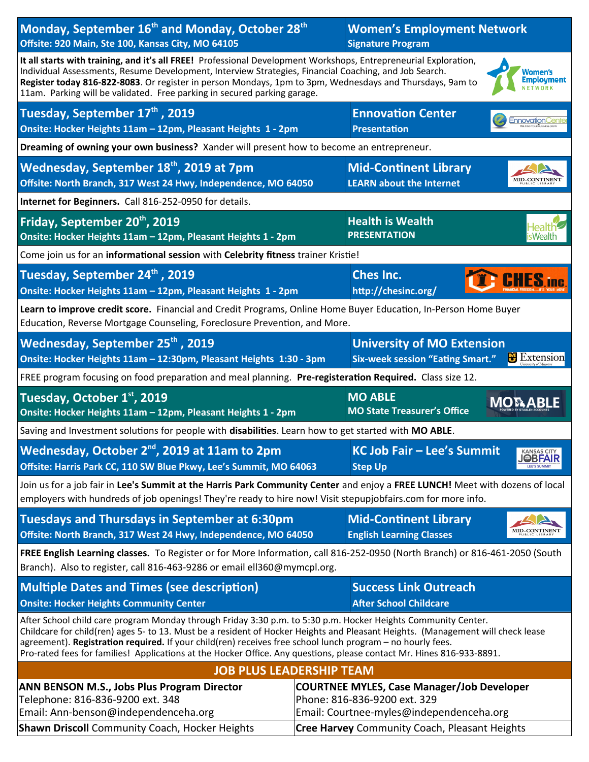## Monday, September 16th and Monday, October 28th

**Offsite: 920 Main, Ste 100, Kansas City, MO 64105**

### Women's Employment Network
**Signature Program**

**It all starts with training, and it's all FREE!** Professional Development Workshops, Entrepreneurial Exploration, Individual Assessments, Resume Development, Interview Strategies, Financial Coaching, and Job Search. **Register today 816-822-8083**. Or register in person Mondays, 1pm to 3pm, Wednesdays and Thursdays, 9am to 11am. Parking will be validated. Free parking in secured parking garage.

## Tuesday, September 17th, 2019

**Onsite: Hocker Heights 11am – 12pm, Pleasant Heights 1 - 2pm**

### Ennovation Center
**Presentation**

**Dreaming of owning your own business?** Xander will present how to become an entrepreneur.

## Wednesday, September 18th, 2019 at 7pm

**Offsite: North Branch, 317 West 24 Hwy, Independence, MO 64050**

### Mid-Continent Library
**LEARN about the Internet**

**Internet for Beginners.** Call 816-252-0950 for details.

## Friday, September 20th, 2019

**Onsite: Hocker Heights 11am – 12pm, Pleasant Heights 1 - 2pm**

### Health is Wealth
**PRESENTATION**

Come join us for an **informational session** with **Celebrity fitness** trainer Kristie!

## Tuesday, September 24th, 2019

**Onsite: Hocker Heights 11am – 12pm, Pleasant Heights 1 - 2pm**

### Ches Inc.
**http://chesinc.org/**

**Learn to improve credit score.** Financial and Credit Programs, Online Home Buyer Education, In-Person Home Buyer Education, Reverse Mortgage Counseling, Foreclosure Prevention, and More.

## Wednesday, September 25th, 2019

**Onsite: Hocker Heights 11am – 12:30pm, Pleasant Heights 1:30 - 3pm**

### University of MO Extension
**Six-week session "Eating Smart."**

FREE program focusing on food preparation and meal planning. **Pre-registeration Required.** Class size 12.

## Tuesday, October 1st, 2019

**Onsite: Hocker Heights 11am – 12pm, Pleasant Heights 1 - 2pm**

### MO ABLE
**MO State Treasurer's Office**

Saving and Investment solutions for people with **disabilities**. Learn how to get started with **MO ABLE**.

## Wednesday, October 2nd, 2019 at 11am to 2pm

**Offsite: Harris Park CC, 110 SW Blue Pkwy, Lee's Summit, MO 64063**

### KC Job Fair – Lee's Summit
**Step Up**

Join us for a job fair in **Lee's Summit at the Harris Park Community Center** and enjoy a **FREE LUNCH!** Meet with dozens of local employers with hundreds of job openings! They're ready to hire now! Visit stepupjobfairs.com for more info.

## Tuesdays and Thursdays in September at 6:30pm

**Offsite: North Branch, 317 West 24 Hwy, Independence, MO 64050**

### Mid-Continent Library
**English Learning Classes**

**FREE English Learning classes.** To Register or for More Information, call 816-252-0950 (North Branch) or 816-461-2050 (South Branch). Also to register, call 816-463-9286 or email ell360@mymcpl.org.

## Multiple Dates and Times (see description)

**Onsite: Hocker Heights Community Center**

### Success Link Outreach
**After School Childcare**

After School child care program Monday through Friday 3:30 p.m. to 5:30 p.m. Hocker Heights Community Center. Childcare for child(ren) ages 5- to 13. Must be a resident of Hocker Heights and Pleasant Heights. (Management will check lease agreement). **Registration required.** If your child(ren) receives free school lunch program – no hourly fees. Pro-rated fees for families! Applications at the Hocker Office. Any questions, please contact Mr. Hines 816-933-8891.

## JOB PLUS LEADERSHIP TEAM

| | |
|---|---|
| **ANN BENSON M.S., Jobs Plus Program Director**<br>Telephone: 816-836-9200 ext. 348<br>Email: Ann-benson@independenceha.org | **COURTNEE MYLES, Case Manager/Job Developer**<br>Phone: 816-836-9200 ext. 329<br>Email: Courtnee-myles@independenceha.org |
| **Shawn Driscoll** Community Coach, Hocker Heights | **Cree Harvey** Community Coach, Pleasant Heights |